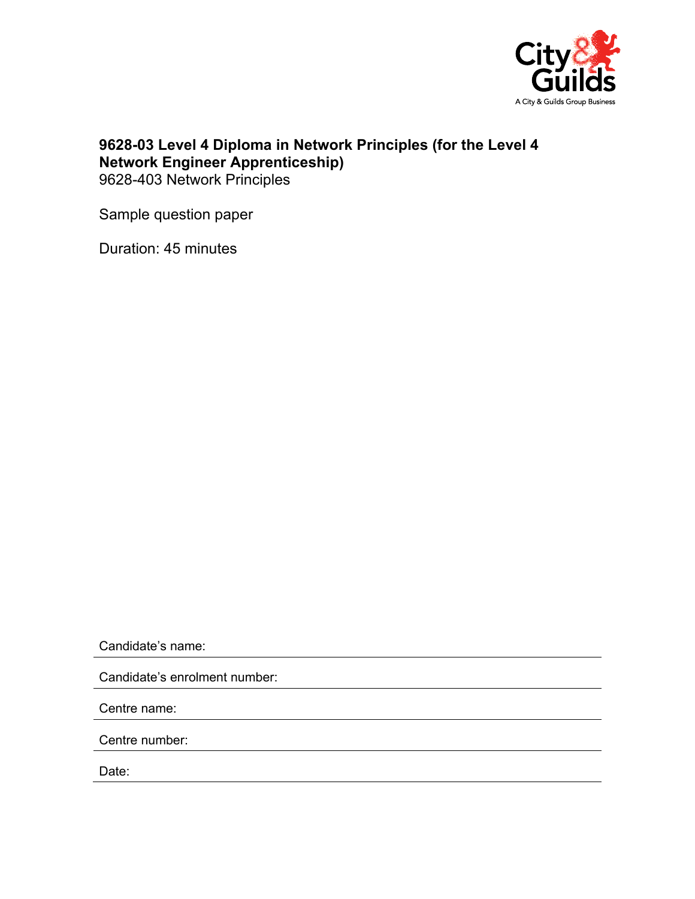**9628-03 Level 4 Diploma in Network Principles (for the Level 4 Network Engineer Apprenticeship)**
9628-403 Network Principles

Sample question paper

Duration: 45 minutes

Candidate's name:

Candidate's enrolment number:

Centre name:

Centre number:

Date: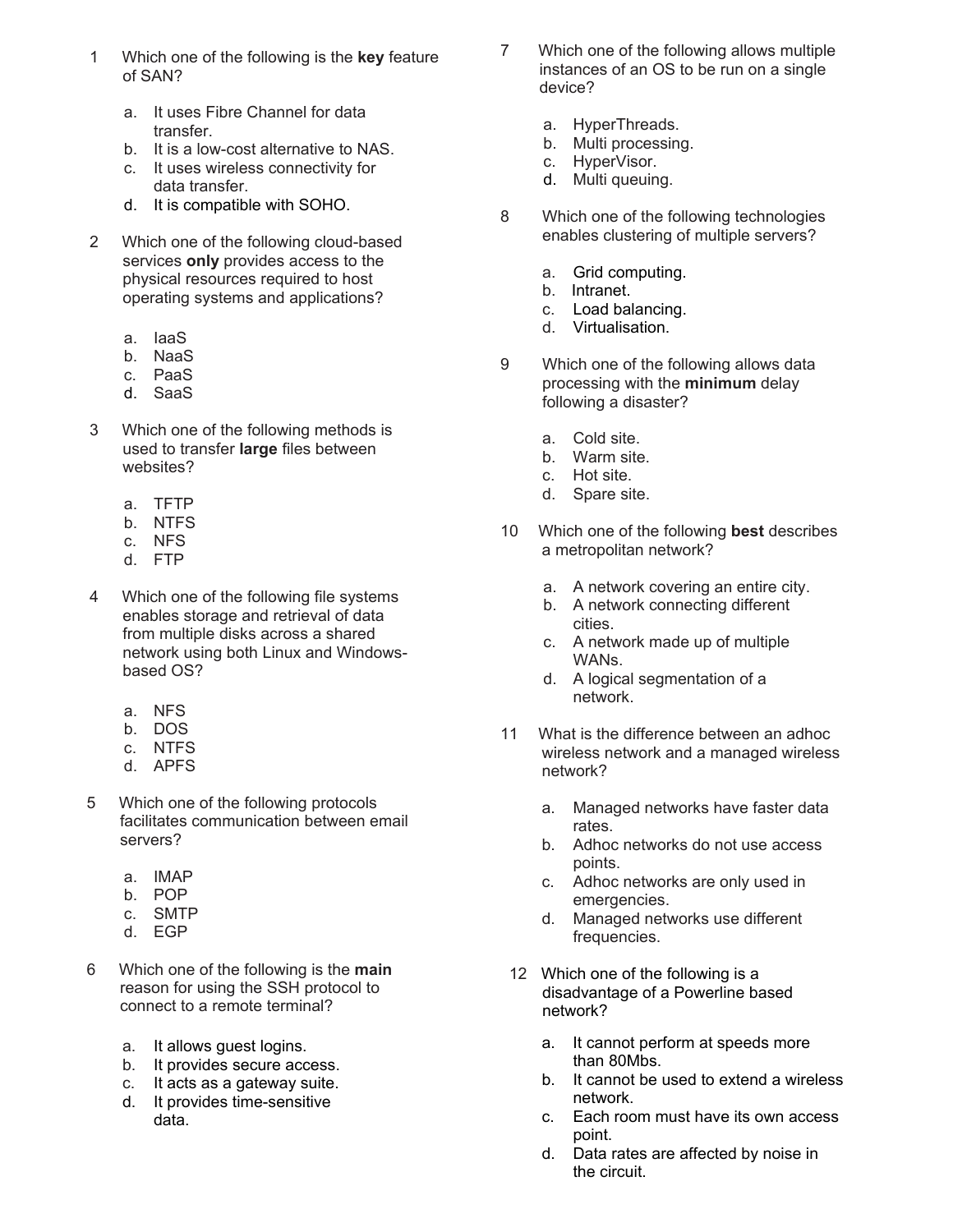1 Which one of the following is the **key** feature of SAN?

a. It uses Fibre Channel for data transfer.
b. It is a low-cost alternative to NAS.
c. It uses wireless connectivity for data transfer.
d. It is compatible with SOHO.

2 Which one of the following cloud-based services **only** provides access to the physical resources required to host operating systems and applications?

a. IaaS
b. NaaS
c. PaaS
d. SaaS

3 Which one of the following methods is used to transfer **large** files between websites?

a. TFTP
b. NTFS
c. NFS
d. FTP

4 Which one of the following file systems enables storage and retrieval of data from multiple disks across a shared network using both Linux and Windows-based OS?

a. NFS
b. DOS
c. NTFS
d. APFS

5 Which one of the following protocols facilitates communication between email servers?

a. IMAP
b. POP
c. SMTP
d. EGP

6 Which one of the following is the **main** reason for using the SSH protocol to connect to a remote terminal?

a. It allows guest logins.
b. It provides secure access.
c. It acts as a gateway suite.
d. It provides time-sensitive data.

7 Which one of the following allows multiple instances of an OS to be run on a single device?

a. HyperThreads.
b. Multi processing.
c. HyperVisor.
d. Multi queuing.

8 Which one of the following technologies enables clustering of multiple servers?

a. Grid computing.
b. Intranet.
c. Load balancing.
d. Virtualisation.

9 Which one of the following allows data processing with the **minimum** delay following a disaster?

a. Cold site.
b. Warm site.
c. Hot site.
d. Spare site.

10 Which one of the following **best** describes a metropolitan network?

a. A network covering an entire city.
b. A network connecting different cities.
c. A network made up of multiple WANs.
d. A logical segmentation of a network.

11 What is the difference between an adhoc wireless network and a managed wireless network?

a. Managed networks have faster data rates.
b. Adhoc networks do not use access points.
c. Adhoc networks are only used in emergencies.
d. Managed networks use different frequencies.

12 Which one of the following is a disadvantage of a Powerline based network?

a. It cannot perform at speeds more than 80Mbs.
b. It cannot be used to extend a wireless network.
c. Each room must have its own access point.
d. Data rates are affected by noise in the circuit.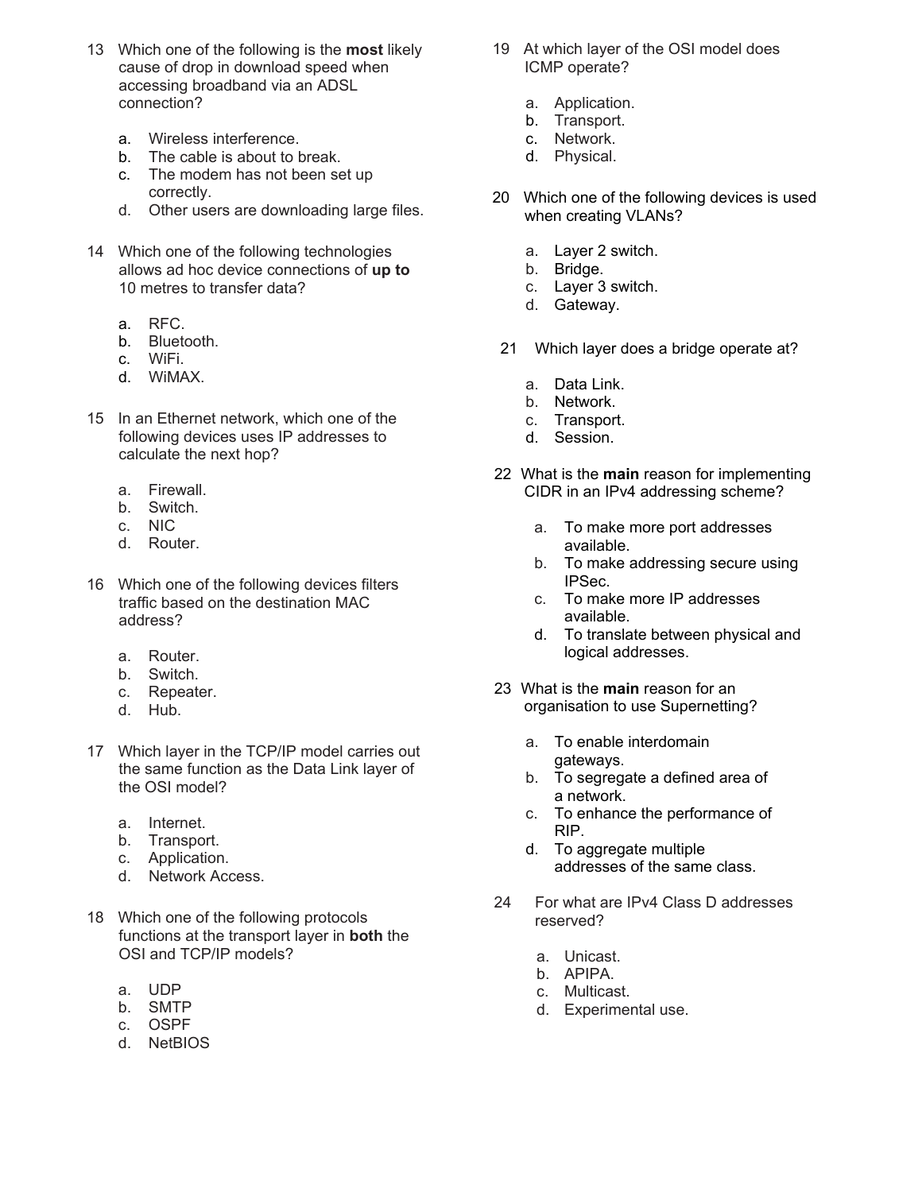13 Which one of the following is the **most** likely cause of drop in download speed when accessing broadband via an ADSL connection?

   a. Wireless interference.
   b. The cable is about to break.
   c. The modem has not been set up correctly.
   d. Other users are downloading large files.

14 Which one of the following technologies allows ad hoc device connections of **up to** 10 metres to transfer data?

   a. RFC.
   b. Bluetooth.
   c. WiFi.
   d. WiMAX.

15 In an Ethernet network, which one of the following devices uses IP addresses to calculate the next hop?

   a. Firewall.
   b. Switch.
   c. NIC
   d. Router.

16 Which one of the following devices filters traffic based on the destination MAC address?

   a. Router.
   b. Switch.
   c. Repeater.
   d. Hub.

17 Which layer in the TCP/IP model carries out the same function as the Data Link layer of the OSI model?

   a. Internet.
   b. Transport.
   c. Application.
   d. Network Access.

18 Which one of the following protocols functions at the transport layer in **both** the OSI and TCP/IP models?

   a. UDP
   b. SMTP
   c. OSPF
   d. NetBIOS

19 At which layer of the OSI model does ICMP operate?

   a. Application.
   b. Transport.
   c. Network.
   d. Physical.

20 Which one of the following devices is used when creating VLANs?

   a. Layer 2 switch.
   b. Bridge.
   c. Layer 3 switch.
   d. Gateway.

21 Which layer does a bridge operate at?

   a. Data Link.
   b. Network.
   c. Transport.
   d. Session.

22 What is the **main** reason for implementing CIDR in an IPv4 addressing scheme?

   a. To make more port addresses available.
   b. To make addressing secure using IPSec.
   c. To make more IP addresses available.
   d. To translate between physical and logical addresses.

23 What is the **main** reason for an organisation to use Supernetting?

   a. To enable interdomain gateways.
   b. To segregate a defined area of a network.
   c. To enhance the performance of RIP.
   d. To aggregate multiple addresses of the same class.

24 For what are IPv4 Class D addresses reserved?

   a. Unicast.
   b. APIPA.
   c. Multicast.
   d. Experimental use.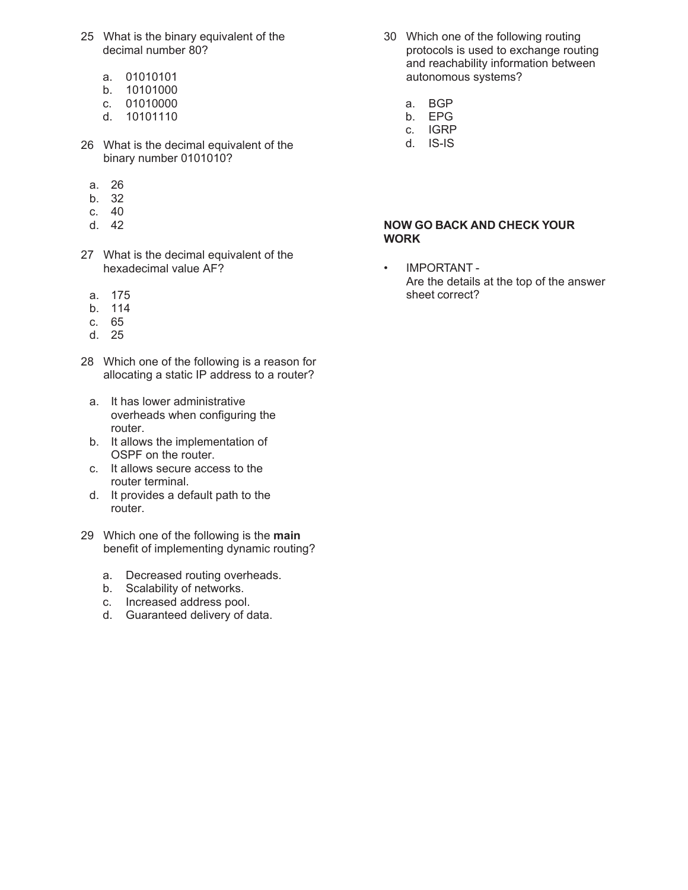25 What is the binary equivalent of the decimal number 80?

a. 01010101
b. 10101000
c. 01010000
d. 10101110

26 What is the decimal equivalent of the binary number 0101010?

a. 26
b. 32
c. 40
d. 42

27 What is the decimal equivalent of the hexadecimal value AF?

a. 175
b. 114
c. 65
d. 25

28 Which one of the following is a reason for allocating a static IP address to a router?

a. It has lower administrative overheads when configuring the router.
b. It allows the implementation of OSPF on the router.
c. It allows secure access to the router terminal.
d. It provides a default path to the router.

29 Which one of the following is the **main** benefit of implementing dynamic routing?

a. Decreased routing overheads.
b. Scalability of networks.
c. Increased address pool.
d. Guaranteed delivery of data.

30 Which one of the following routing protocols is used to exchange routing and reachability information between autonomous systems?

a. BGP
b. EPG
c. IGRP
d. IS-IS

**NOW GO BACK AND CHECK YOUR WORK**

- IMPORTANT -
  Are the details at the top of the answer sheet correct?